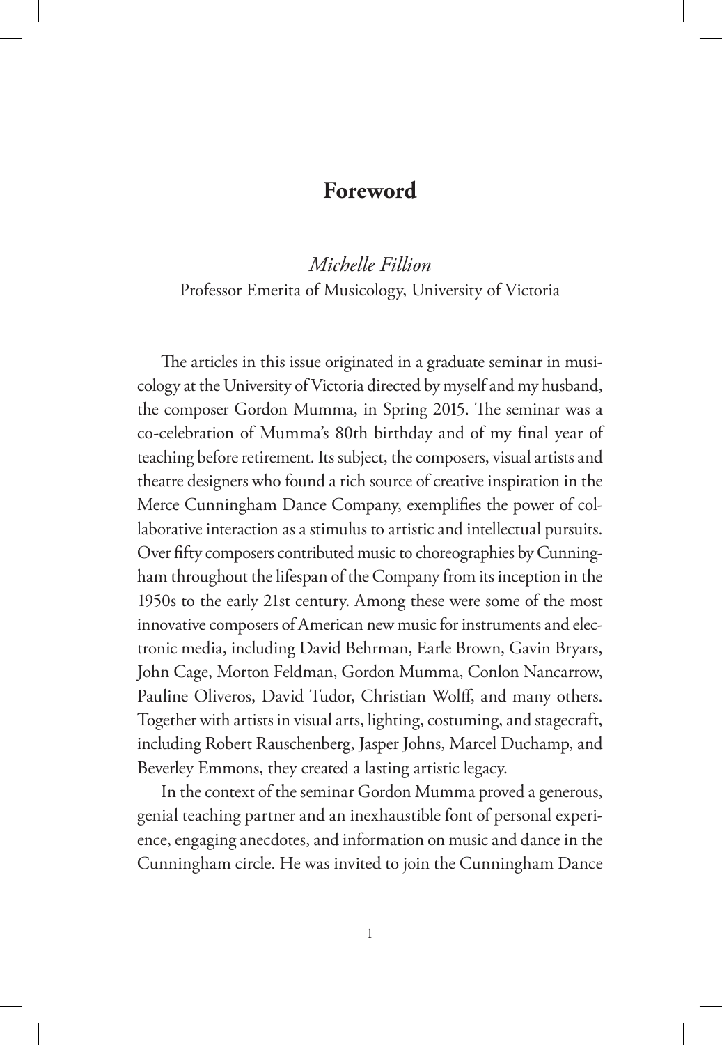# Foreword

*Michelle Fillion*
Professor Emerita of Musicology, University of Victoria

The articles in this issue originated in a graduate seminar in musicology at the University of Victoria directed by myself and my husband, the composer Gordon Mumma, in Spring 2015. The seminar was a co-celebration of Mumma's 80th birthday and of my final year of teaching before retirement. Its subject, the composers, visual artists and theatre designers who found a rich source of creative inspiration in the Merce Cunningham Dance Company, exemplifies the power of collaborative interaction as a stimulus to artistic and intellectual pursuits. Over fifty composers contributed music to choreographies by Cunningham throughout the lifespan of the Company from its inception in the 1950s to the early 21st century. Among these were some of the most innovative composers of American new music for instruments and electronic media, including David Behrman, Earle Brown, Gavin Bryars, John Cage, Morton Feldman, Gordon Mumma, Conlon Nancarrow, Pauline Oliveros, David Tudor, Christian Wolff, and many others. Together with artists in visual arts, lighting, costuming, and stagecraft, including Robert Rauschenberg, Jasper Johns, Marcel Duchamp, and Beverley Emmons, they created a lasting artistic legacy.

In the context of the seminar Gordon Mumma proved a generous, genial teaching partner and an inexhaustible font of personal experience, engaging anecdotes, and information on music and dance in the Cunningham circle. He was invited to join the Cunningham Dance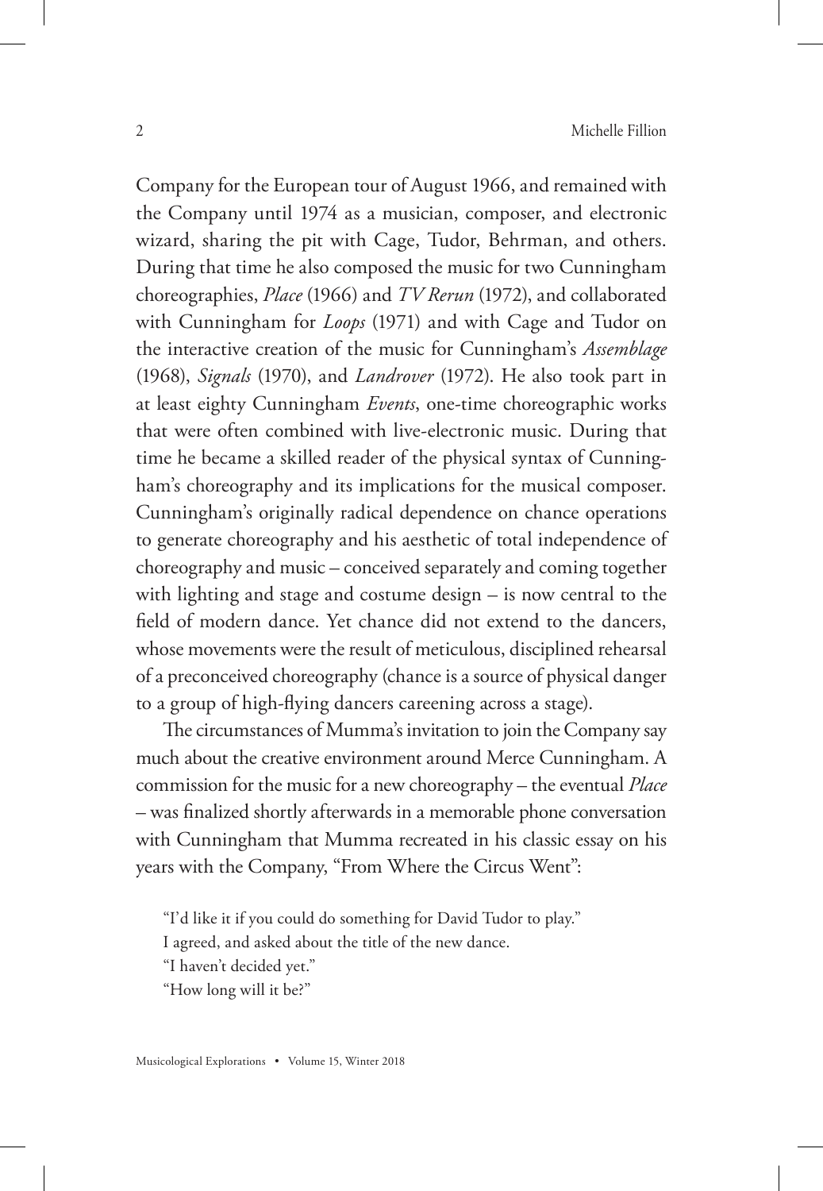Company for the European tour of August 1966, and remained with the Company until 1974 as a musician, composer, and electronic wizard, sharing the pit with Cage, Tudor, Behrman, and others. During that time he also composed the music for two Cunningham choreographies, *Place* (1966) and *TV Rerun* (1972), and collaborated with Cunningham for *Loops* (1971) and with Cage and Tudor on the interactive creation of the music for Cunningham's *Assemblage* (1968), *Signals* (1970), and *Landrover* (1972). He also took part in at least eighty Cunningham *Events*, one-time choreographic works that were often combined with live-electronic music. During that time he became a skilled reader of the physical syntax of Cunningham's choreography and its implications for the musical composer. Cunningham's originally radical dependence on chance operations to generate choreography and his aesthetic of total independence of choreography and music – conceived separately and coming together with lighting and stage and costume design – is now central to the field of modern dance. Yet chance did not extend to the dancers, whose movements were the result of meticulous, disciplined rehearsal of a preconceived choreography (chance is a source of physical danger to a group of high-flying dancers careening across a stage).

The circumstances of Mumma's invitation to join the Company say much about the creative environment around Merce Cunningham. A commission for the music for a new choreography – the eventual *Place* – was finalized shortly afterwards in a memorable phone conversation with Cunningham that Mumma recreated in his classic essay on his years with the Company, "From Where the Circus Went":

> "I'd like it if you could do something for David Tudor to play."
> I agreed, and asked about the title of the new dance.
> "I haven't decided yet."
> "How long will it be?"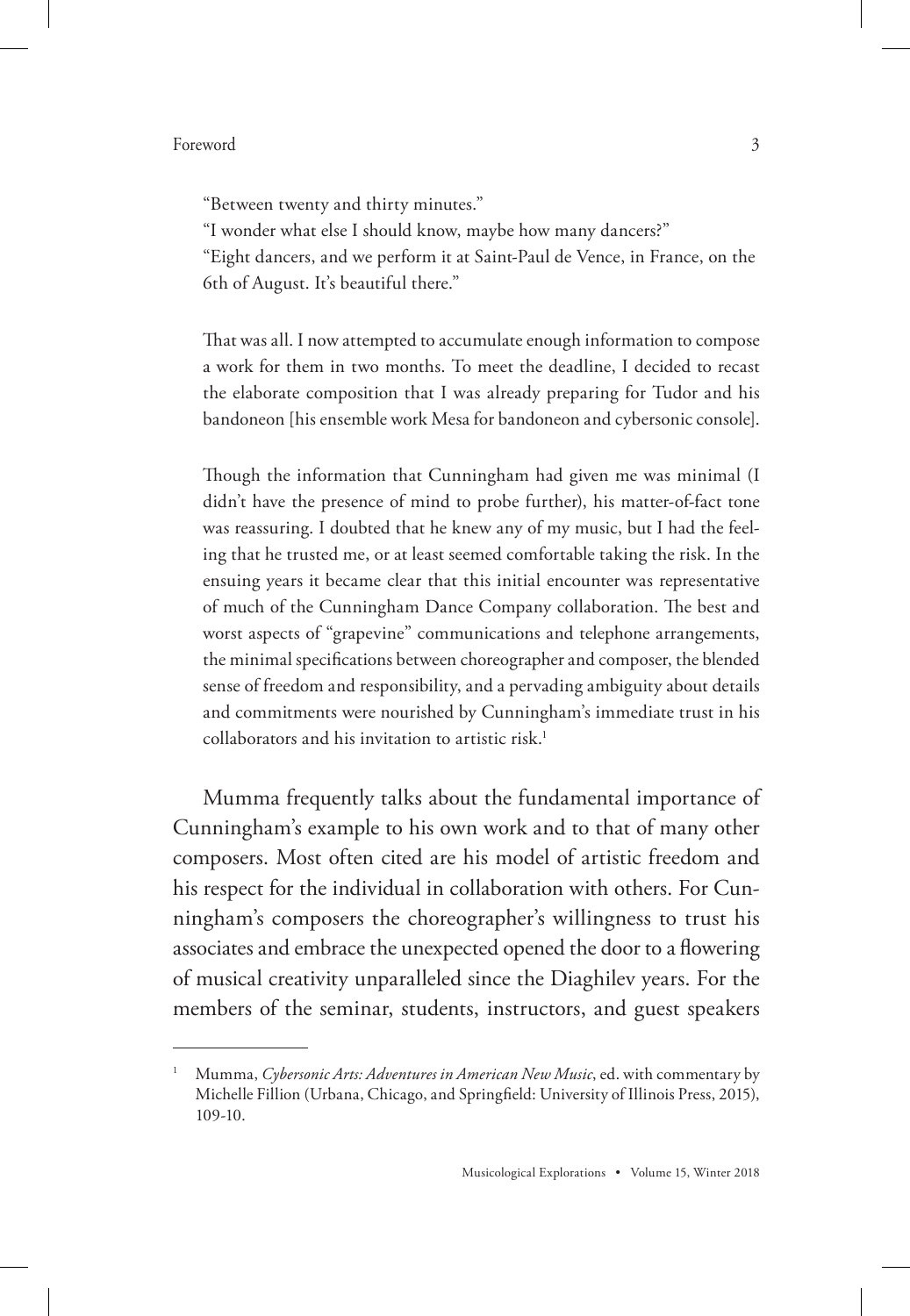"Between twenty and thirty minutes."  
"I wonder what else I should know, maybe how many dancers?"  
"Eight dancers, and we perform it at Saint-Paul de Vence, in France, on the 6th of August. It's beautiful there."

> That was all. I now attempted to accumulate enough information to compose a work for them in two months. To meet the deadline, I decided to recast the elaborate composition that I was already preparing for Tudor and his bandoneon [his ensemble work Mesa for bandoneon and cybersonic console].
>
> Though the information that Cunningham had given me was minimal (I didn't have the presence of mind to probe further), his matter-of-fact tone was reassuring. I doubted that he knew any of my music, but I had the feeling that he trusted me, or at least seemed comfortable taking the risk. In the ensuing years it became clear that this initial encounter was representative of much of the Cunningham Dance Company collaboration. The best and worst aspects of "grapevine" communications and telephone arrangements, the minimal specifications between choreographer and composer, the blended sense of freedom and responsibility, and a pervading ambiguity about details and commitments were nourished by Cunningham's immediate trust in his collaborators and his invitation to artistic risk.[1]

Mumma frequently talks about the fundamental importance of Cunningham's example to his own work and to that of many other composers. Most often cited are his model of artistic freedom and his respect for the individual in collaboration with others. For Cunningham's composers the choreographer's willingness to trust his associates and embrace the unexpected opened the door to a flowering of musical creativity unparalleled since the Diaghilev years. For the members of the seminar, students, instructors, and guest speakers

---

[1] Mumma, *Cybersonic Arts: Adventures in American New Music*, ed. with commentary by Michelle Fillion (Urbana, Chicago, and Springfield: University of Illinois Press, 2015), 109-10.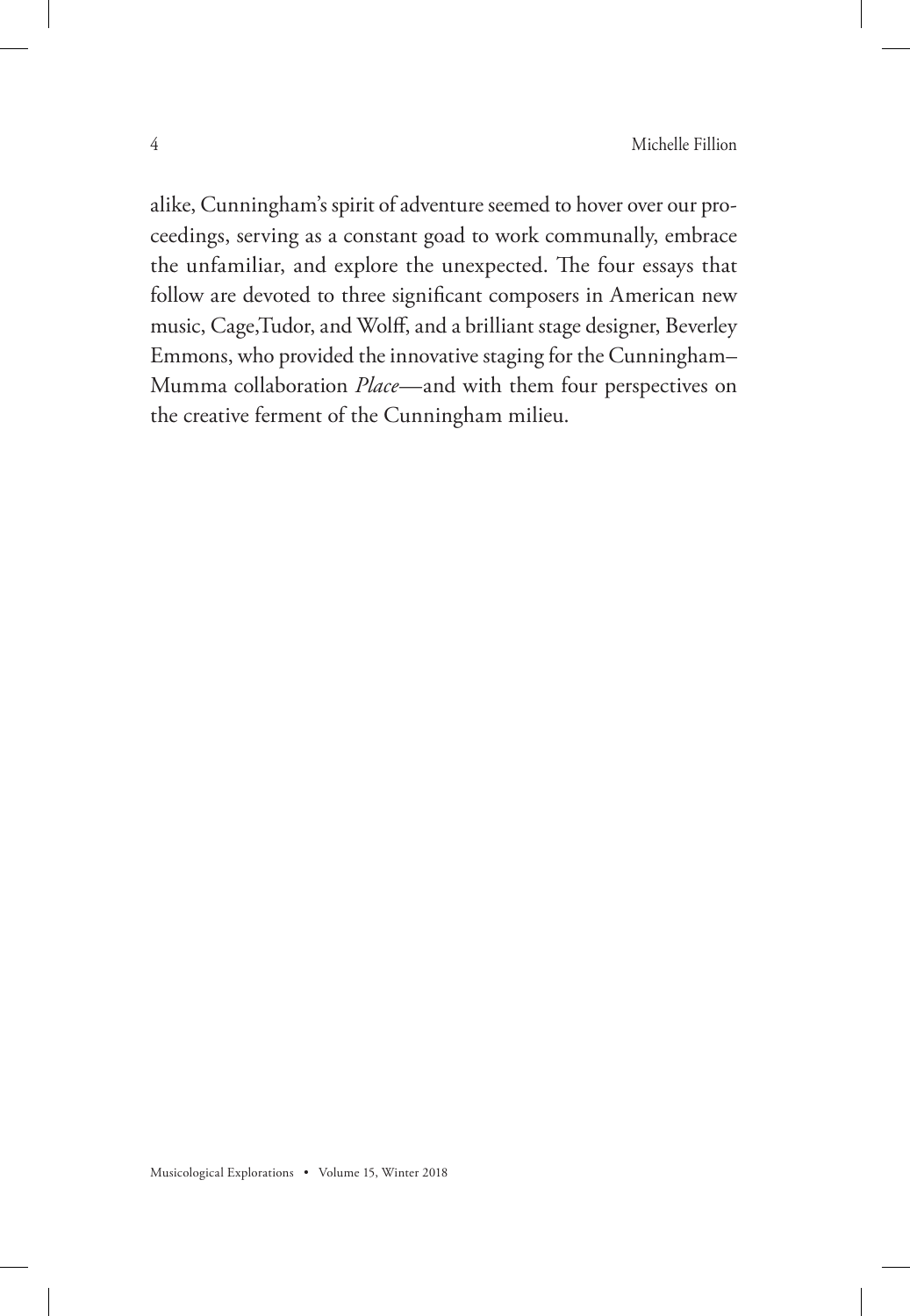alike, Cunningham's spirit of adventure seemed to hover over our proceedings, serving as a constant goad to work communally, embrace the unfamiliar, and explore the unexpected. The four essays that follow are devoted to three significant composers in American new music, Cage,Tudor, and Wolff, and a brilliant stage designer, Beverley Emmons, who provided the innovative staging for the Cunningham–Mumma collaboration *Place*—and with them four perspectives on the creative ferment of the Cunningham milieu.